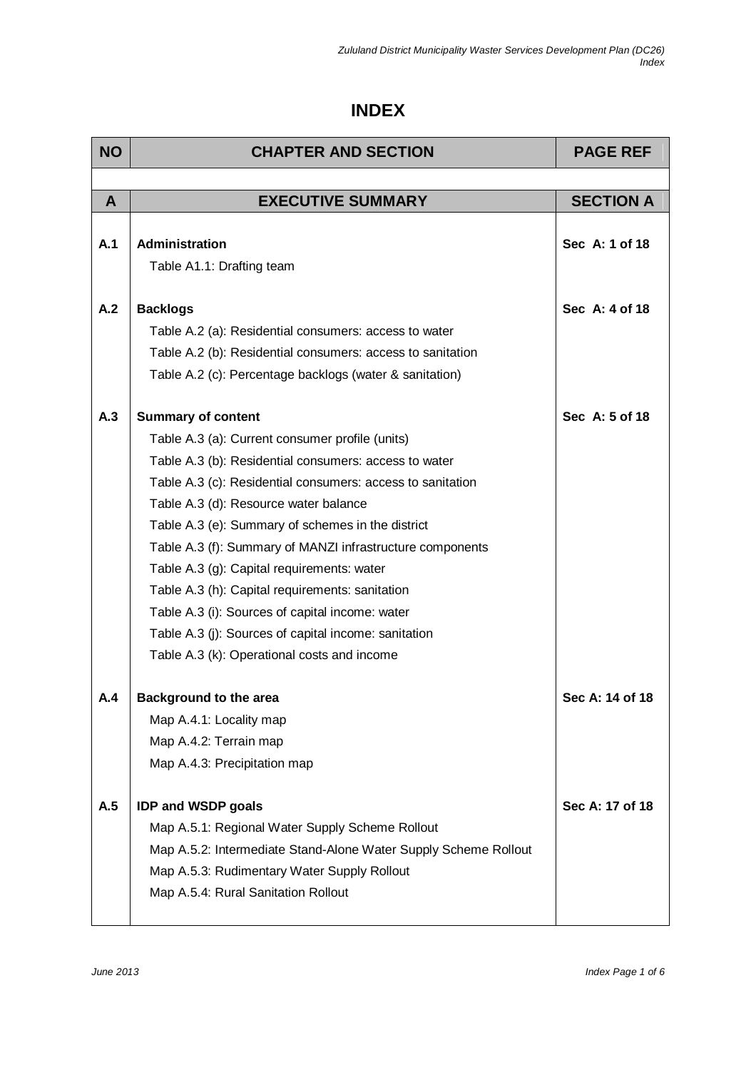# INDEX

| NO | CHAPTER AND SECTION | PAGE REF |
|---|---|---|
| | | |
| **A** | **EXECUTIVE SUMMARY** | **SECTION A** |
| **A.1** | **Administration**<br>Table A1.1: Drafting team | **Sec A: 1 of 18** |
| **A.2** | **Backlogs**<br>Table A.2 (a): Residential consumers: access to water<br>Table A.2 (b): Residential consumers: access to sanitation<br>Table A.2 (c): Percentage backlogs (water & sanitation) | **Sec A: 4 of 18** |
| **A.3** | **Summary of content**<br>Table A.3 (a): Current consumer profile (units)<br>Table A.3 (b): Residential consumers: access to water<br>Table A.3 (c): Residential consumers: access to sanitation<br>Table A.3 (d): Resource water balance<br>Table A.3 (e): Summary of schemes in the district<br>Table A.3 (f): Summary of MANZI infrastructure components<br>Table A.3 (g): Capital requirements: water<br>Table A.3 (h): Capital requirements: sanitation<br>Table A.3 (i): Sources of capital income: water<br>Table A.3 (j): Sources of capital income: sanitation<br>Table A.3 (k): Operational costs and income | **Sec A: 5 of 18** |
| **A.4** | **Background to the area**<br>Map A.4.1: Locality map<br>Map A.4.2: Terrain map<br>Map A.4.3: Precipitation map | **Sec A: 14 of 18** |
| **A.5** | **IDP and WSDP goals**<br>Map A.5.1: Regional Water Supply Scheme Rollout<br>Map A.5.2: Intermediate Stand-Alone Water Supply Scheme Rollout<br>Map A.5.3: Rudimentary Water Supply Rollout<br>Map A.5.4: Rural Sanitation Rollout | **Sec A: 17 of 18** |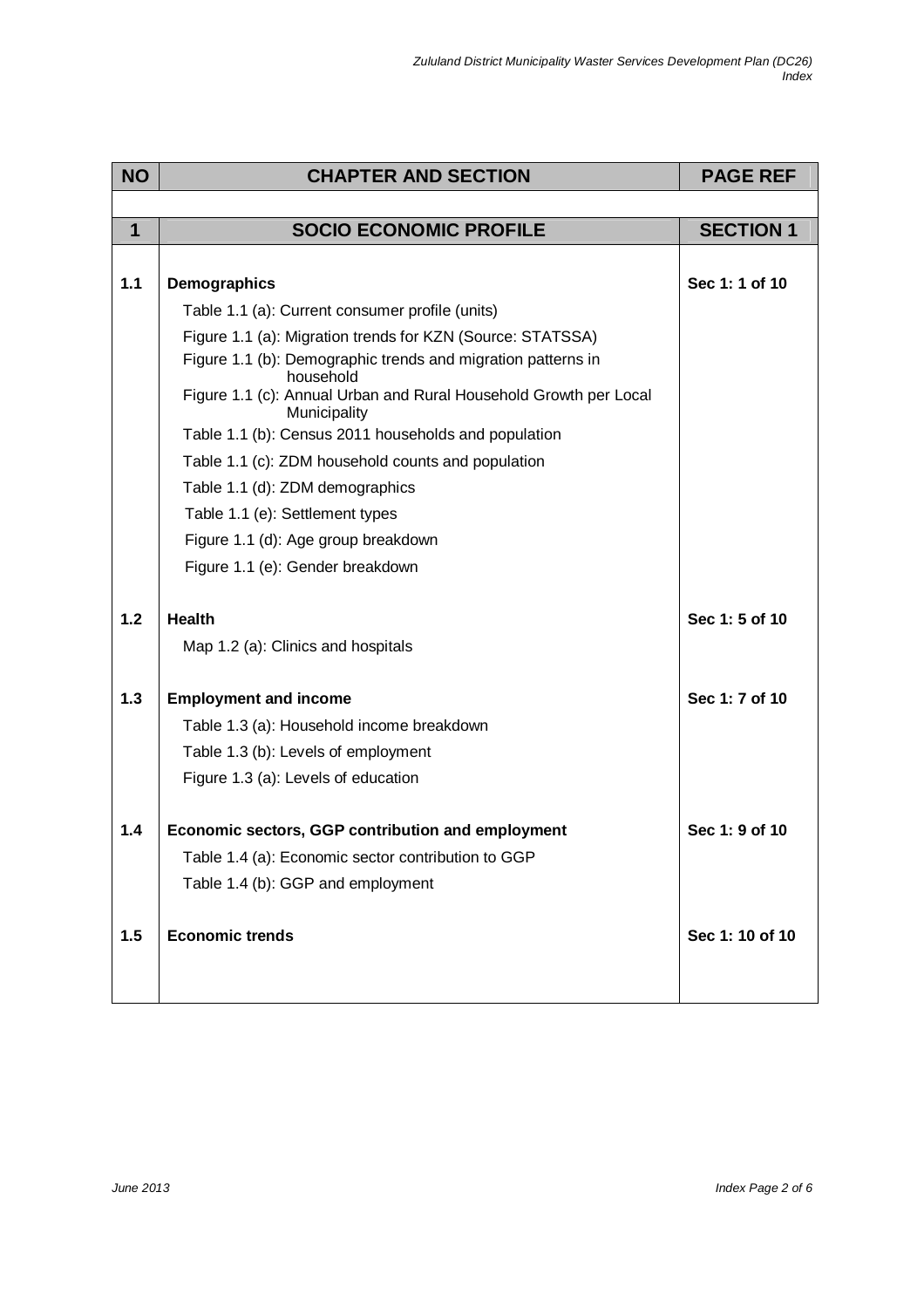| NO | CHAPTER AND SECTION | PAGE REF |
|---|---|---|
| **1** | **SOCIO ECONOMIC PROFILE** | **SECTION 1** |
| **1.1** | **Demographics** | **Sec 1: 1 of 10** |
| | Table 1.1 (a): Current consumer profile (units) | |
| | Figure 1.1 (a): Migration trends for KZN (Source: STATSSA) | |
| | Figure 1.1 (b): Demographic trends and migration patterns in household | |
| | Figure 1.1 (c): Annual Urban and Rural Household Growth per Local Municipality | |
| | Table 1.1 (b): Census 2011 households and population | |
| | Table 1.1 (c): ZDM household counts and population | |
| | Table 1.1 (d): ZDM demographics | |
| | Table 1.1 (e): Settlement types | |
| | Figure 1.1 (d): Age group breakdown | |
| | Figure 1.1 (e): Gender breakdown | |
| **1.2** | **Health** | **Sec 1: 5 of 10** |
| | Map 1.2 (a): Clinics and hospitals | |
| **1.3** | **Employment and income** | **Sec 1: 7 of 10** |
| | Table 1.3 (a): Household income breakdown | |
| | Table 1.3 (b): Levels of employment | |
| | Figure 1.3 (a): Levels of education | |
| **1.4** | **Economic sectors, GGP contribution and employment** | **Sec 1: 9 of 10** |
| | Table 1.4 (a): Economic sector contribution to GGP | |
| | Table 1.4 (b): GGP and employment | |
| **1.5** | **Economic trends** | **Sec 1: 10 of 10** |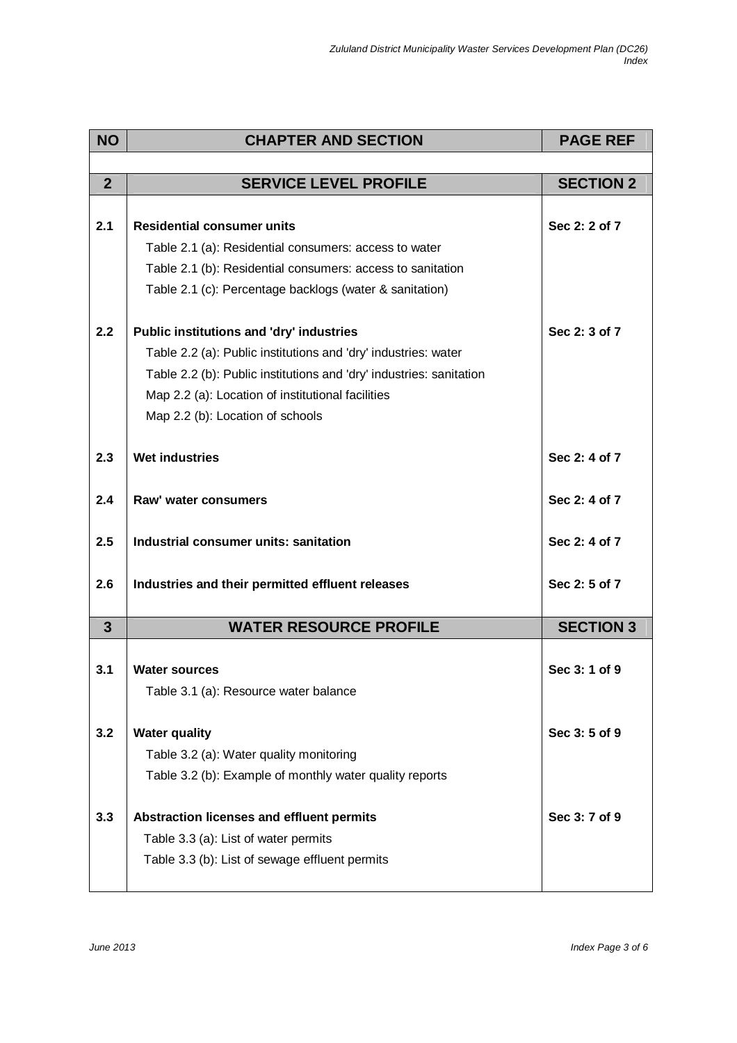| NO | CHAPTER AND SECTION | PAGE REF |
|---|---|---|
| **2** | **SERVICE LEVEL PROFILE** | **SECTION 2** |
| **2.1** | **Residential consumer units** | **Sec 2: 2 of 7** |
| | Table 2.1 (a): Residential consumers: access to water | |
| | Table 2.1 (b): Residential consumers: access to sanitation | |
| | Table 2.1 (c): Percentage backlogs (water & sanitation) | |
| **2.2** | **Public institutions and 'dry' industries** | **Sec 2: 3 of 7** |
| | Table 2.2 (a): Public institutions and 'dry' industries: water | |
| | Table 2.2 (b): Public institutions and 'dry' industries: sanitation | |
| | Map 2.2 (a): Location of institutional facilities | |
| | Map 2.2 (b): Location of schools | |
| **2.3** | **Wet industries** | **Sec 2: 4 of 7** |
| **2.4** | **Raw' water consumers** | **Sec 2: 4 of 7** |
| **2.5** | **Industrial consumer units: sanitation** | **Sec 2: 4 of 7** |
| **2.6** | **Industries and their permitted effluent releases** | **Sec 2: 5 of 7** |
| **3** | **WATER RESOURCE PROFILE** | **SECTION 3** |
| **3.1** | **Water sources** | **Sec 3: 1 of 9** |
| | Table 3.1 (a): Resource water balance | |
| **3.2** | **Water quality** | **Sec 3: 5 of 9** |
| | Table 3.2 (a): Water quality monitoring | |
| | Table 3.2 (b): Example of monthly water quality reports | |
| **3.3** | **Abstraction licenses and effluent permits** | **Sec 3: 7 of 9** |
| | Table 3.3 (a): List of water permits | |
| | Table 3.3 (b): List of sewage effluent permits | |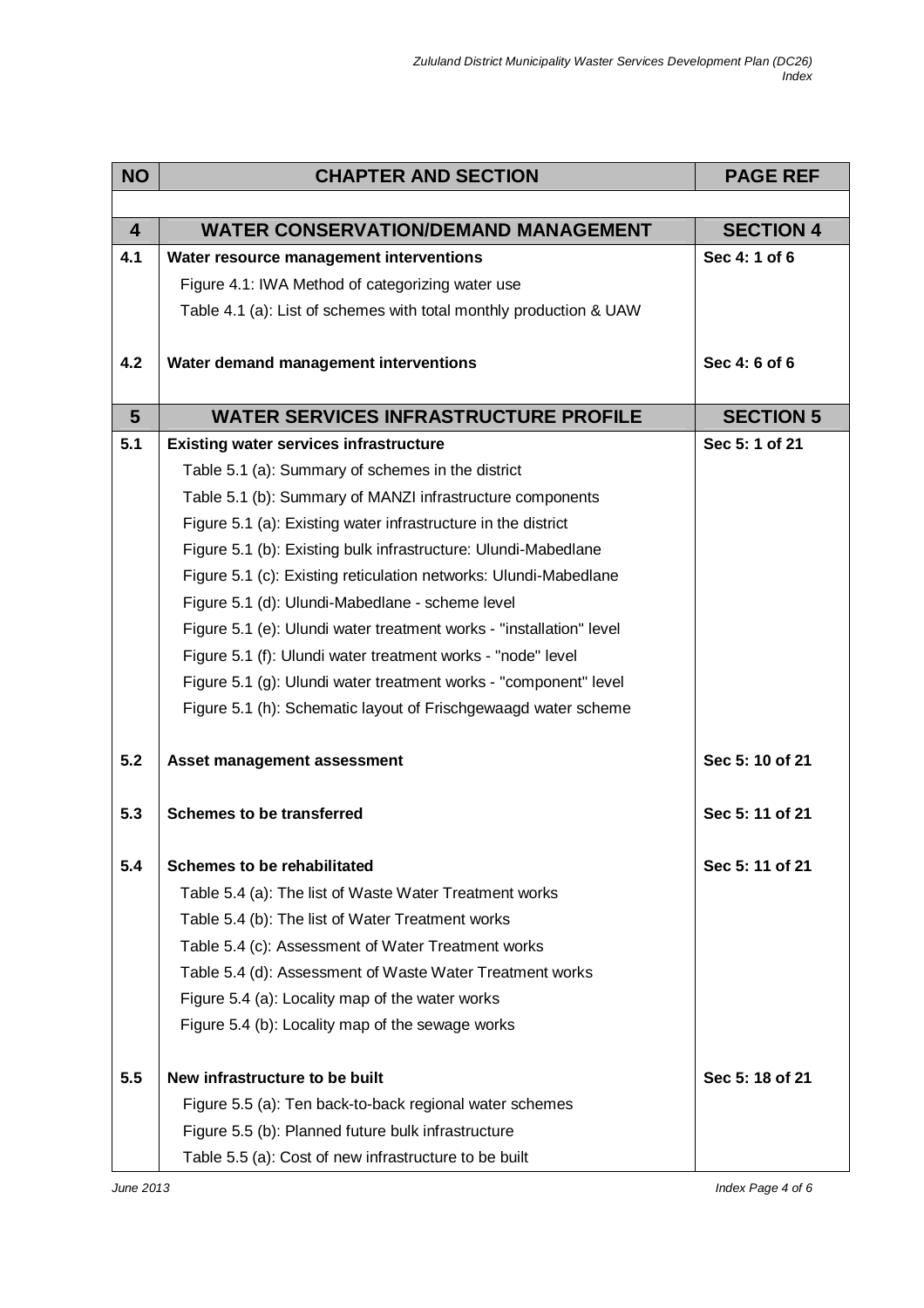| NO | CHAPTER AND SECTION | PAGE REF |
|---|---|---|
| | | |
| **4** | **WATER CONSERVATION/DEMAND MANAGEMENT** | **SECTION 4** |
| **4.1** | **Water resource management interventions** | **Sec 4: 1 of 6** |
| | Figure 4.1: IWA Method of categorizing water use | |
| | Table 4.1 (a): List of schemes with total monthly production & UAW | |
| **4.2** | **Water demand management interventions** | **Sec 4: 6 of 6** |
| **5** | **WATER SERVICES INFRASTRUCTURE PROFILE** | **SECTION 5** |
| **5.1** | **Existing water services infrastructure** | **Sec 5: 1 of 21** |
| | Table 5.1 (a): Summary of schemes in the district | |
| | Table 5.1 (b): Summary of MANZI infrastructure components | |
| | Figure 5.1 (a): Existing water infrastructure in the district | |
| | Figure 5.1 (b): Existing bulk infrastructure: Ulundi-Mabedlane | |
| | Figure 5.1 (c): Existing reticulation networks: Ulundi-Mabedlane | |
| | Figure 5.1 (d): Ulundi-Mabedlane - scheme level | |
| | Figure 5.1 (e): Ulundi water treatment works - "installation" level | |
| | Figure 5.1 (f): Ulundi water treatment works - "node" level | |
| | Figure 5.1 (g): Ulundi water treatment works - "component" level | |
| | Figure 5.1 (h): Schematic layout of Frischgewaagd water scheme | |
| **5.2** | **Asset management assessment** | **Sec 5: 10 of 21** |
| **5.3** | **Schemes to be transferred** | **Sec 5: 11 of 21** |
| **5.4** | **Schemes to be rehabilitated** | **Sec 5: 11 of 21** |
| | Table 5.4 (a): The list of Waste Water Treatment works | |
| | Table 5.4 (b): The list of Water Treatment works | |
| | Table 5.4 (c): Assessment of Water Treatment works | |
| | Table 5.4 (d): Assessment of Waste Water Treatment works | |
| | Figure 5.4 (a): Locality map of the water works | |
| | Figure 5.4 (b): Locality map of the sewage works | |
| **5.5** | **New infrastructure to be built** | **Sec 5: 18 of 21** |
| | Figure 5.5 (a): Ten back-to-back regional water schemes | |
| | Figure 5.5 (b): Planned future bulk infrastructure | |
| | Table 5.5 (a): Cost of new infrastructure to be built | |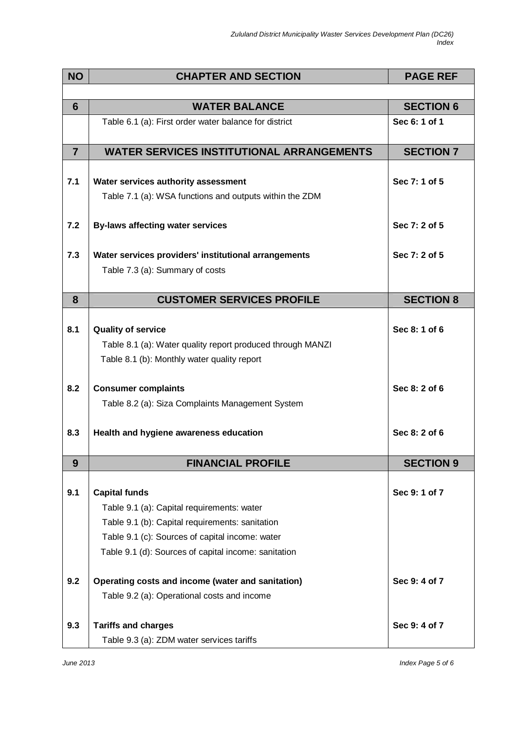| NO | CHAPTER AND SECTION | PAGE REF |
|---|---|---|
| | | |
| **6** | **WATER BALANCE** | **SECTION 6** |
| | Table 6.1 (a): First order water balance for district | **Sec 6: 1 of 1** |
| **7** | **WATER SERVICES INSTITUTIONAL ARRANGEMENTS** | **SECTION 7** |
| **7.1** | **Water services authority assessment**<br>Table 7.1 (a): WSA functions and outputs within the ZDM | **Sec 7: 1 of 5** |
| **7.2** | **By-laws affecting water services** | **Sec 7: 2 of 5** |
| **7.3** | **Water services providers' institutional arrangements**<br>Table 7.3 (a): Summary of costs | **Sec 7: 2 of 5** |
| **8** | **CUSTOMER SERVICES PROFILE** | **SECTION 8** |
| **8.1** | **Quality of service**<br>Table 8.1 (a): Water quality report produced through MANZI<br>Table 8.1 (b): Monthly water quality report | **Sec 8: 1 of 6** |
| **8.2** | **Consumer complaints**<br>Table 8.2 (a): Siza Complaints Management System | **Sec 8: 2 of 6** |
| **8.3** | **Health and hygiene awareness education** | **Sec 8: 2 of 6** |
| **9** | **FINANCIAL PROFILE** | **SECTION 9** |
| **9.1** | **Capital funds**<br>Table 9.1 (a): Capital requirements: water<br>Table 9.1 (b): Capital requirements: sanitation<br>Table 9.1 (c): Sources of capital income: water<br>Table 9.1 (d): Sources of capital income: sanitation | **Sec 9: 1 of 7** |
| **9.2** | **Operating costs and income (water and sanitation)**<br>Table 9.2 (a): Operational costs and income | **Sec 9: 4 of 7** |
| **9.3** | **Tariffs and charges**<br>Table 9.3 (a): ZDM water services tariffs | **Sec 9: 4 of 7** |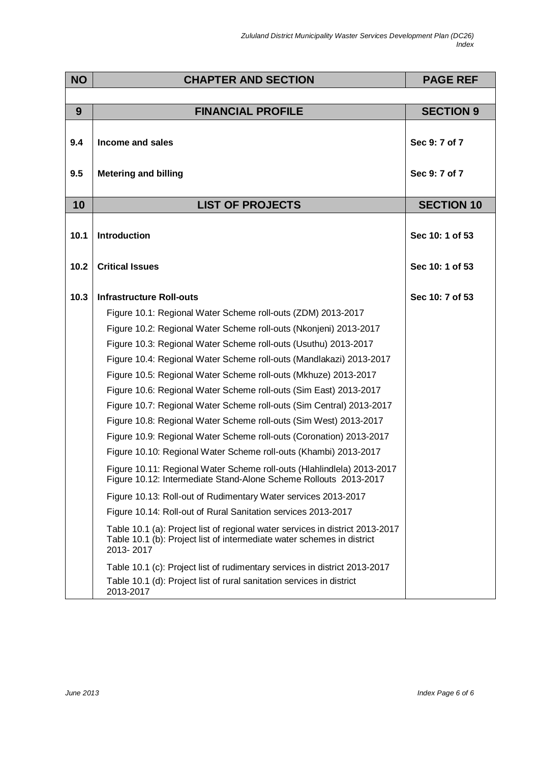| NO | CHAPTER AND SECTION | PAGE REF |
|---|---|---|
| | | |
| **9** | **FINANCIAL PROFILE** | **SECTION 9** |
| **9.4** | **Income and sales** | **Sec 9: 7 of 7** |
| **9.5** | **Metering and billing** | **Sec 9: 7 of 7** |
| **10** | **LIST OF PROJECTS** | **SECTION 10** |
| **10.1** | **Introduction** | **Sec 10: 1 of 53** |
| **10.2** | **Critical Issues** | **Sec 10: 1 of 53** |
| **10.3** | **Infrastructure Roll-outs** | **Sec 10: 7 of 53** |
| | Figure 10.1: Regional Water Scheme roll-outs (ZDM) 2013-2017 | |
| | Figure 10.2: Regional Water Scheme roll-outs (Nkonjeni) 2013-2017 | |
| | Figure 10.3: Regional Water Scheme roll-outs (Usuthu) 2013-2017 | |
| | Figure 10.4: Regional Water Scheme roll-outs (Mandlakazi) 2013-2017 | |
| | Figure 10.5: Regional Water Scheme roll-outs (Mkhuze) 2013-2017 | |
| | Figure 10.6: Regional Water Scheme roll-outs (Sim East) 2013-2017 | |
| | Figure 10.7: Regional Water Scheme roll-outs (Sim Central) 2013-2017 | |
| | Figure 10.8: Regional Water Scheme roll-outs (Sim West) 2013-2017 | |
| | Figure 10.9: Regional Water Scheme roll-outs (Coronation) 2013-2017 | |
| | Figure 10.10: Regional Water Scheme roll-outs (Khambi) 2013-2017 | |
| | Figure 10.11: Regional Water Scheme roll-outs (Hlahlindlela) 2013-2017 | |
| | Figure 10.12: Intermediate Stand-Alone Scheme Rollouts 2013-2017 | |
| | Figure 10.13: Roll-out of Rudimentary Water services 2013-2017 | |
| | Figure 10.14: Roll-out of Rural Sanitation services 2013-2017 | |
| | Table 10.1 (a): Project list of regional water services in district 2013-2017 | |
| | Table 10.1 (b): Project list of intermediate water schemes in district 2013- 2017 | |
| | Table 10.1 (c): Project list of rudimentary services in district 2013-2017 | |
| | Table 10.1 (d): Project list of rural sanitation services in district 2013-2017 | |